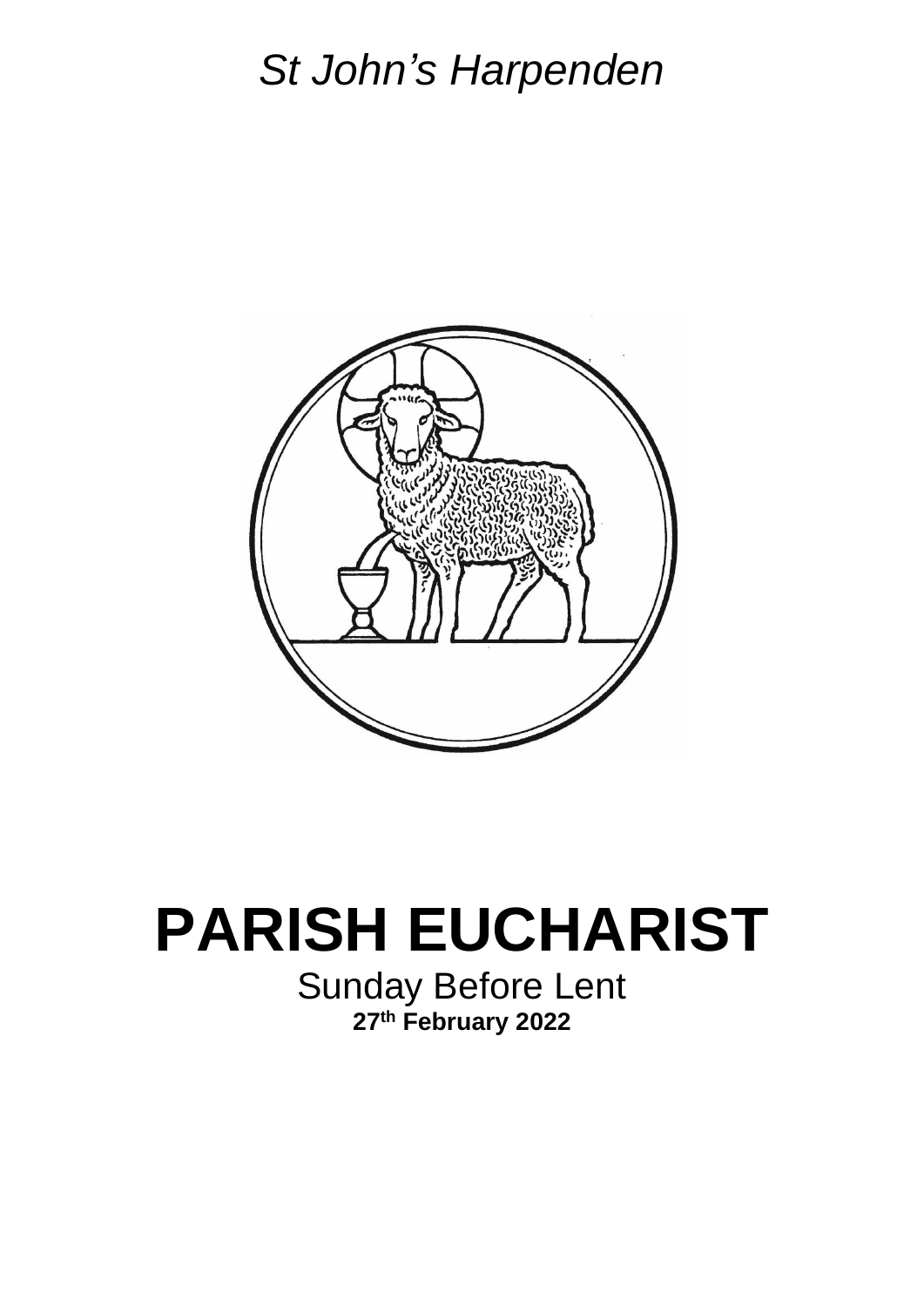*St John's Harpenden*

# PARISH EUCHARIST

Sunday Before Lent

**27th February 2022**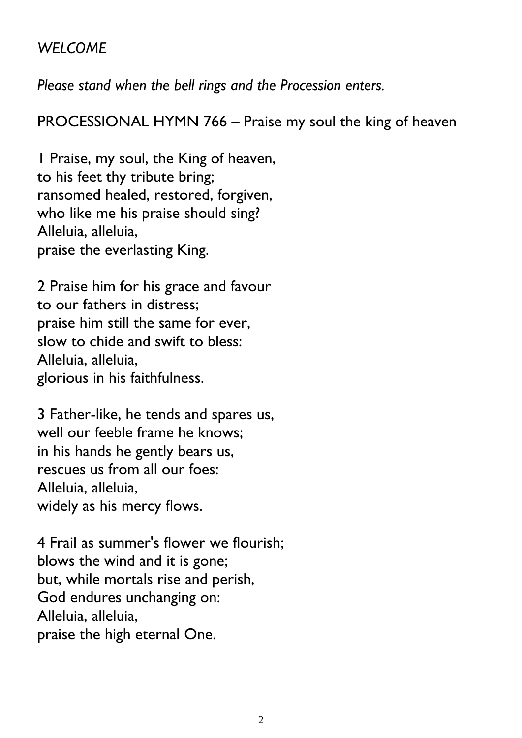*WELCOME*

*Please stand when the bell rings and the Procession enters.*

PROCESSIONAL HYMN 766 – Praise my soul the king of heaven

1 Praise, my soul, the King of heaven,  
to his feet thy tribute bring;  
ransomed healed, restored, forgiven,  
who like me his praise should sing?  
Alleluia, alleluia,  
praise the everlasting King.

2 Praise him for his grace and favour  
to our fathers in distress;  
praise him still the same for ever,  
slow to chide and swift to bless:  
Alleluia, alleluia,  
glorious in his faithfulness.

3 Father-like, he tends and spares us,  
well our feeble frame he knows;  
in his hands he gently bears us,  
rescues us from all our foes:  
Alleluia, alleluia,  
widely as his mercy flows.

4 Frail as summer's flower we flourish;  
blows the wind and it is gone;  
but, while mortals rise and perish,  
God endures unchanging on:  
Alleluia, alleluia,  
praise the high eternal One.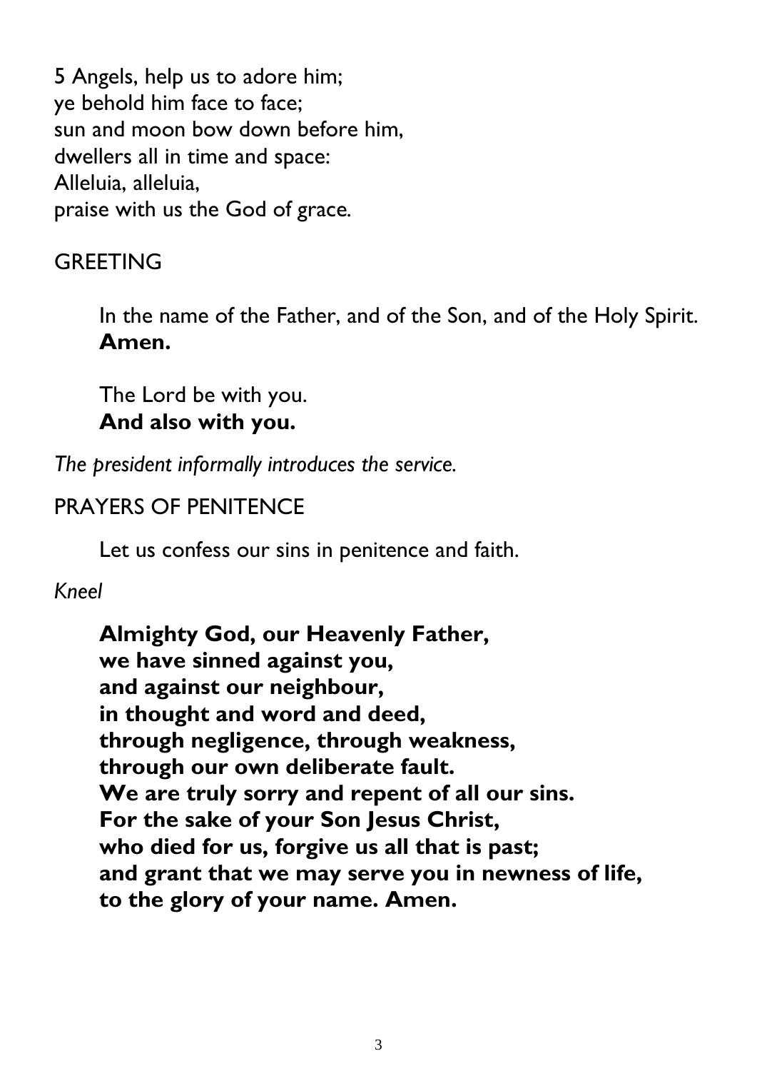5 Angels, help us to adore him;
ye behold him face to face;
sun and moon bow down before him,
dwellers all in time and space:
Alleluia, alleluia,
praise with us the God of grace.

## GREETING

In the name of the Father, and of the Son, and of the Holy Spirit.
**Amen.**

The Lord be with you.
**And also with you.**

*The president informally introduces the service.*

## PRAYERS OF PENITENCE

Let us confess our sins in penitence and faith.

*Kneel*

**Almighty God, our Heavenly Father,**
**we have sinned against you,**
**and against our neighbour,**
**in thought and word and deed,**
**through negligence, through weakness,**
**through our own deliberate fault.**
**We are truly sorry and repent of all our sins.**
**For the sake of your Son Jesus Christ,**
**who died for us, forgive us all that is past;**
**and grant that we may serve you in newness of life,**
**to the glory of your name. Amen.**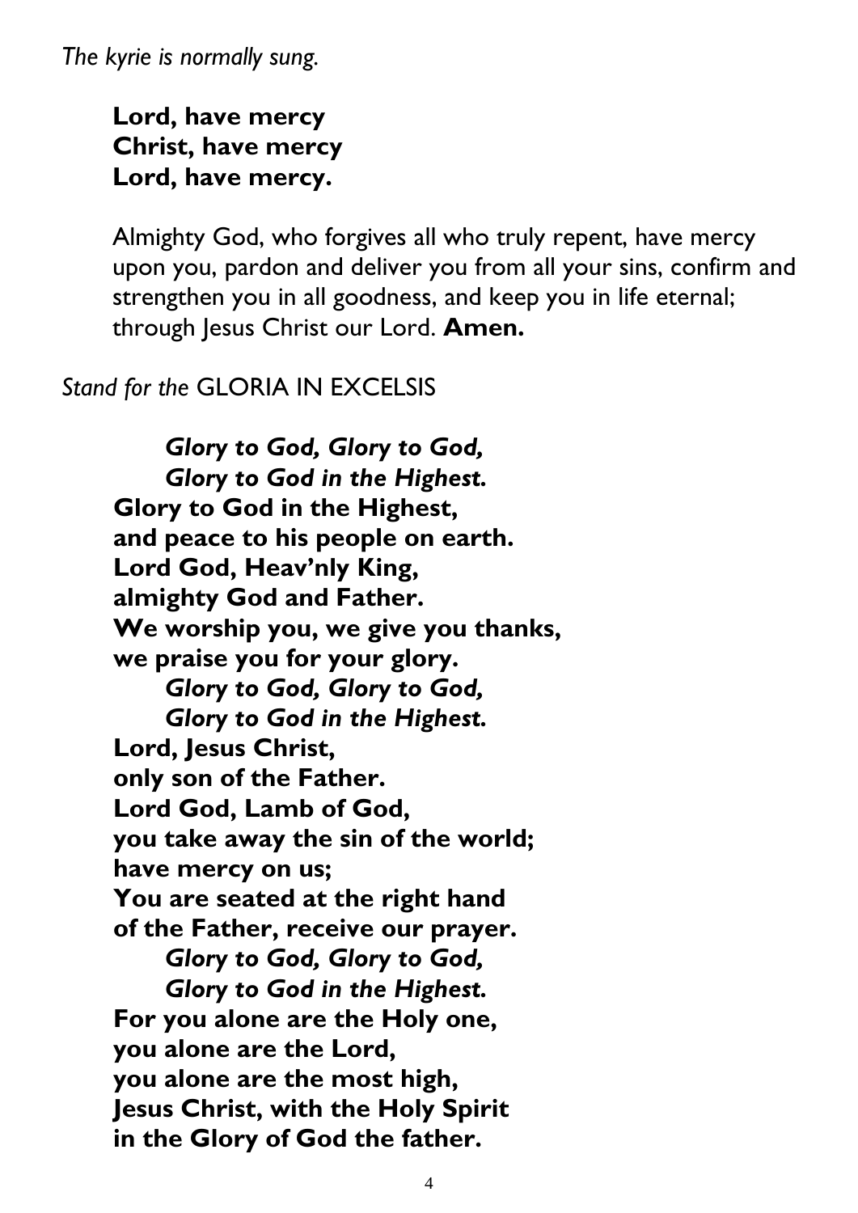*The kyrie is normally sung.*

**Lord, have mercy**
**Christ, have mercy**
**Lord, have mercy.**

Almighty God, who forgives all who truly repent, have mercy upon you, pardon and deliver you from all your sins, confirm and strengthen you in all goodness, and keep you in life eternal; through Jesus Christ our Lord. **Amen.**

*Stand for the* GLORIA IN EXCELSIS

***Glory to God, Glory to God,***
***Glory to God in the Highest.***
**Glory to God in the Highest,**
**and peace to his people on earth.**
**Lord God, Heav'nly King,**
**almighty God and Father.**
**We worship you, we give you thanks,**
**we praise you for your glory.**
***Glory to God, Glory to God,***
***Glory to God in the Highest.***
**Lord, Jesus Christ,**
**only son of the Father.**
**Lord God, Lamb of God,**
**you take away the sin of the world;**
**have mercy on us;**
**You are seated at the right hand**
**of the Father, receive our prayer.**
***Glory to God, Glory to God,***
***Glory to God in the Highest.***
**For you alone are the Holy one,**
**you alone are the Lord,**
**you alone are the most high,**
**Jesus Christ, with the Holy Spirit**
**in the Glory of God the father.**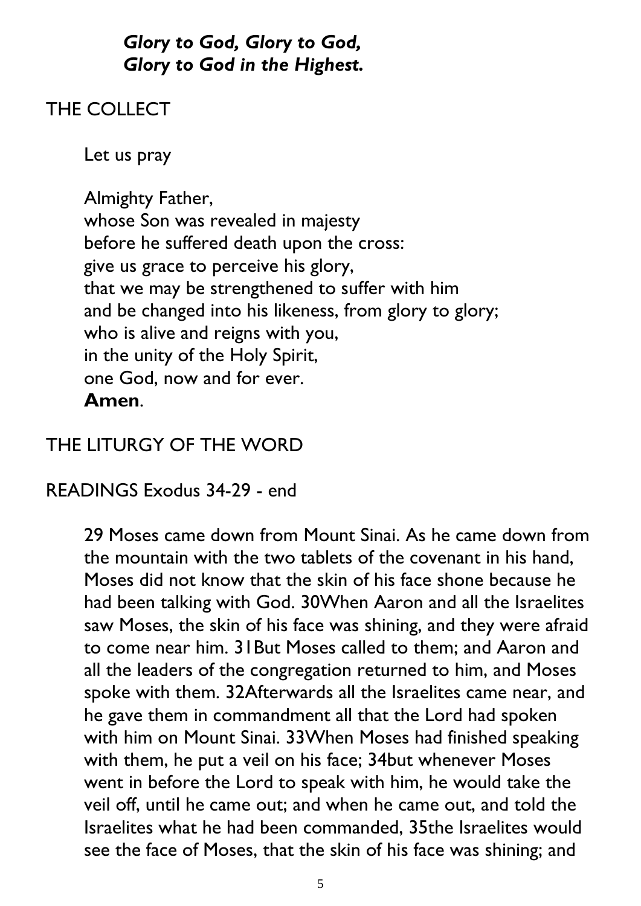***Glory to God, Glory to God,***
***Glory to God in the Highest.***

## THE COLLECT

Let us pray

Almighty Father,
whose Son was revealed in majesty
before he suffered death upon the cross:
give us grace to perceive his glory,
that we may be strengthened to suffer with him
and be changed into his likeness, from glory to glory;
who is alive and reigns with you,
in the unity of the Holy Spirit,
one God, now and for ever.
**Amen**.

## THE LITURGY OF THE WORD

READINGS Exodus 34-29 - end

29 Moses came down from Mount Sinai. As he came down from the mountain with the two tablets of the covenant in his hand, Moses did not know that the skin of his face shone because he had been talking with God. 30When Aaron and all the Israelites saw Moses, the skin of his face was shining, and they were afraid to come near him. 31But Moses called to them; and Aaron and all the leaders of the congregation returned to him, and Moses spoke with them. 32Afterwards all the Israelites came near, and he gave them in commandment all that the Lord had spoken with him on Mount Sinai. 33When Moses had finished speaking with them, he put a veil on his face; 34but whenever Moses went in before the Lord to speak with him, he would take the veil off, until he came out; and when he came out, and told the Israelites what he had been commanded, 35the Israelites would see the face of Moses, that the skin of his face was shining; and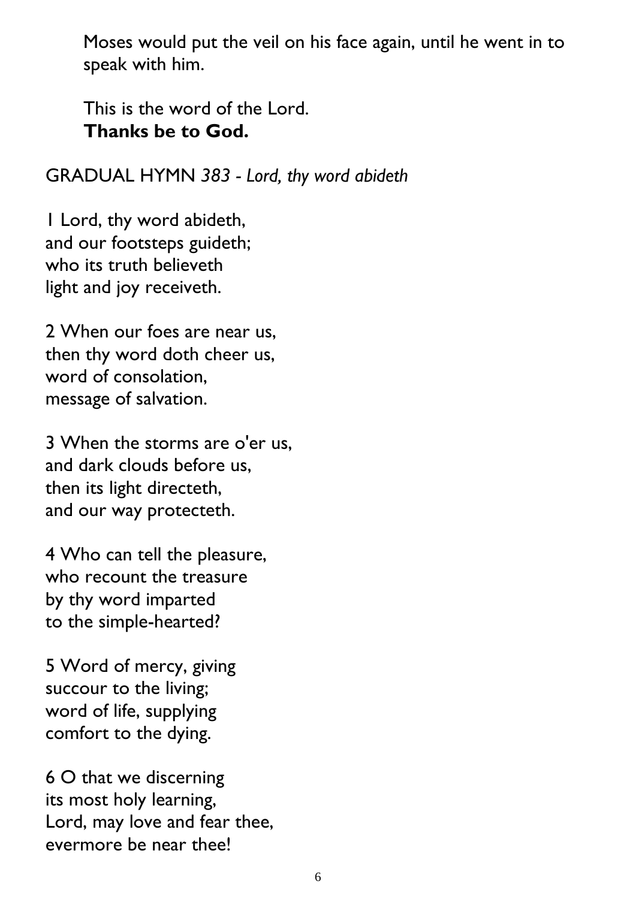Moses would put the veil on his face again, until he went in to speak with him.

This is the word of the Lord.
**Thanks be to God.**

GRADUAL HYMN *383 - Lord, thy word abideth*

1 Lord, thy word abideth,
and our footsteps guideth;
who its truth believeth
light and joy receiveth.

2 When our foes are near us,
then thy word doth cheer us,
word of consolation,
message of salvation.

3 When the storms are o'er us,
and dark clouds before us,
then its light directeth,
and our way protecteth.

4 Who can tell the pleasure,
who recount the treasure
by thy word imparted
to the simple-hearted?

5 Word of mercy, giving
succour to the living;
word of life, supplying
comfort to the dying.

6 O that we discerning
its most holy learning,
Lord, may love and fear thee,
evermore be near thee!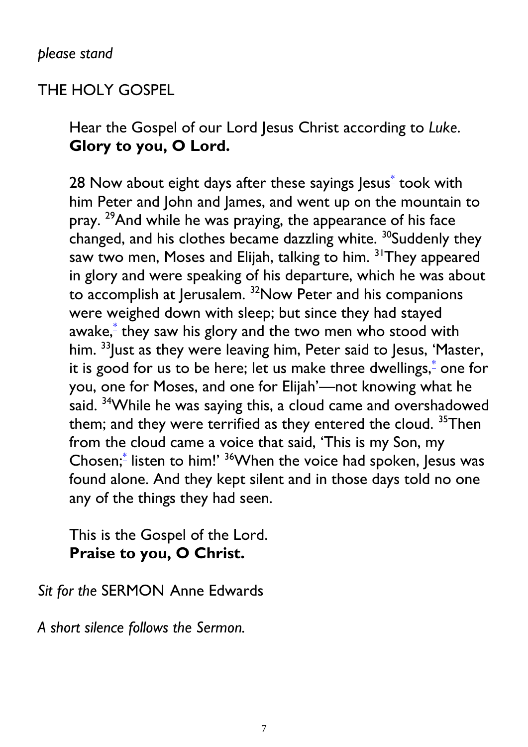*please stand*

THE HOLY GOSPEL

Hear the Gospel of our Lord Jesus Christ according to *Luke.*
**Glory to you, O Lord.**

28 Now about eight days after these sayings Jesus[*] took with him Peter and John and James, and went up on the mountain to pray. [29]And while he was praying, the appearance of his face changed, and his clothes became dazzling white. [30]Suddenly they saw two men, Moses and Elijah, talking to him. [31]They appeared in glory and were speaking of his departure, which he was about to accomplish at Jerusalem. [32]Now Peter and his companions were weighed down with sleep; but since they had stayed awake,[*] they saw his glory and the two men who stood with him. [33]Just as they were leaving him, Peter said to Jesus, 'Master, it is good for us to be here; let us make three dwellings,[*] one for you, one for Moses, and one for Elijah'—not knowing what he said. [34]While he was saying this, a cloud came and overshadowed them; and they were terrified as they entered the cloud. [35]Then from the cloud came a voice that said, 'This is my Son, my Chosen;[*] listen to him!' [36]When the voice had spoken, Jesus was found alone. And they kept silent and in those days told no one any of the things they had seen.

This is the Gospel of the Lord.
**Praise to you, O Christ.**

*Sit for the* SERMON Anne Edwards

*A short silence follows the Sermon.*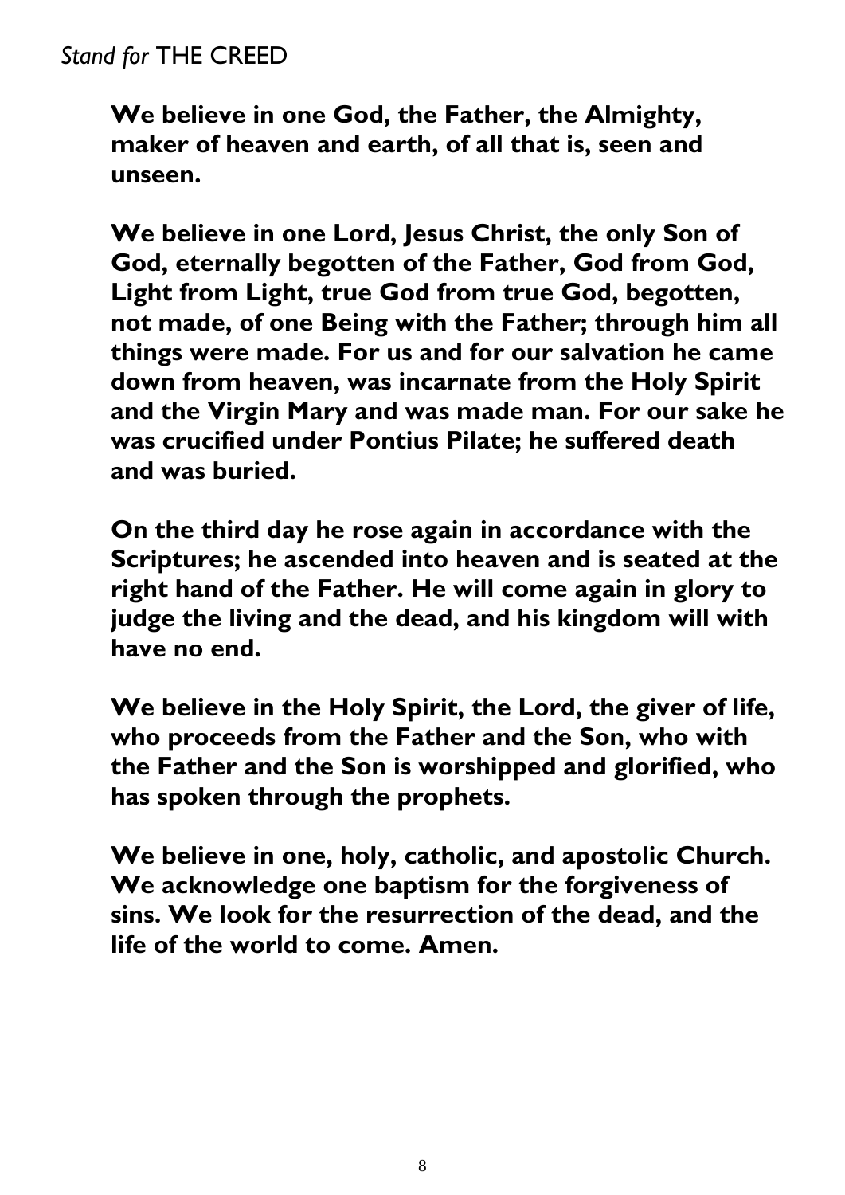*Stand for* THE CREED

**We believe in one God, the Father, the Almighty, maker of heaven and earth, of all that is, seen and unseen.**

**We believe in one Lord, Jesus Christ, the only Son of God, eternally begotten of the Father, God from God, Light from Light, true God from true God, begotten, not made, of one Being with the Father; through him all things were made. For us and for our salvation he came down from heaven, was incarnate from the Holy Spirit and the Virgin Mary and was made man. For our sake he was crucified under Pontius Pilate; he suffered death and was buried.**

**On the third day he rose again in accordance with the Scriptures; he ascended into heaven and is seated at the right hand of the Father. He will come again in glory to judge the living and the dead, and his kingdom will with have no end.**

**We believe in the Holy Spirit, the Lord, the giver of life, who proceeds from the Father and the Son, who with the Father and the Son is worshipped and glorified, who has spoken through the prophets.**

**We believe in one, holy, catholic, and apostolic Church. We acknowledge one baptism for the forgiveness of sins. We look for the resurrection of the dead, and the life of the world to come. Amen.**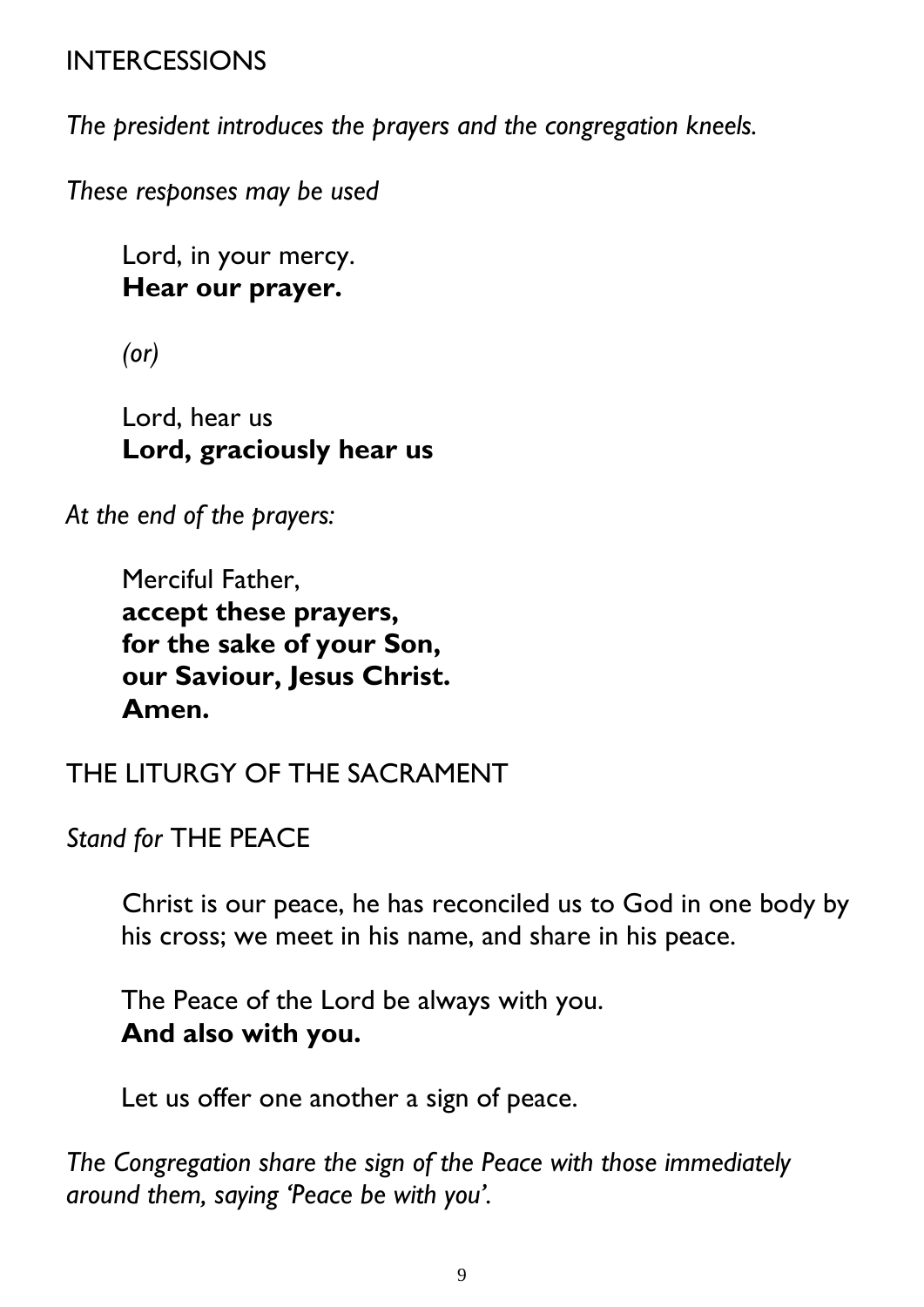## INTERCESSIONS

*The president introduces the prayers and the congregation kneels.*

*These responses may be used*

Lord, in your mercy.
**Hear our prayer.**

*(or)*

Lord, hear us
**Lord, graciously hear us**

*At the end of the prayers:*

Merciful Father,
**accept these prayers,**
**for the sake of your Son,**
**our Saviour, Jesus Christ.**
**Amen.**

## THE LITURGY OF THE SACRAMENT

*Stand for* THE PEACE

Christ is our peace, he has reconciled us to God in one body by his cross; we meet in his name, and share in his peace.

The Peace of the Lord be always with you.
**And also with you.**

Let us offer one another a sign of peace.

*The Congregation share the sign of the Peace with those immediately around them, saying 'Peace be with you'.*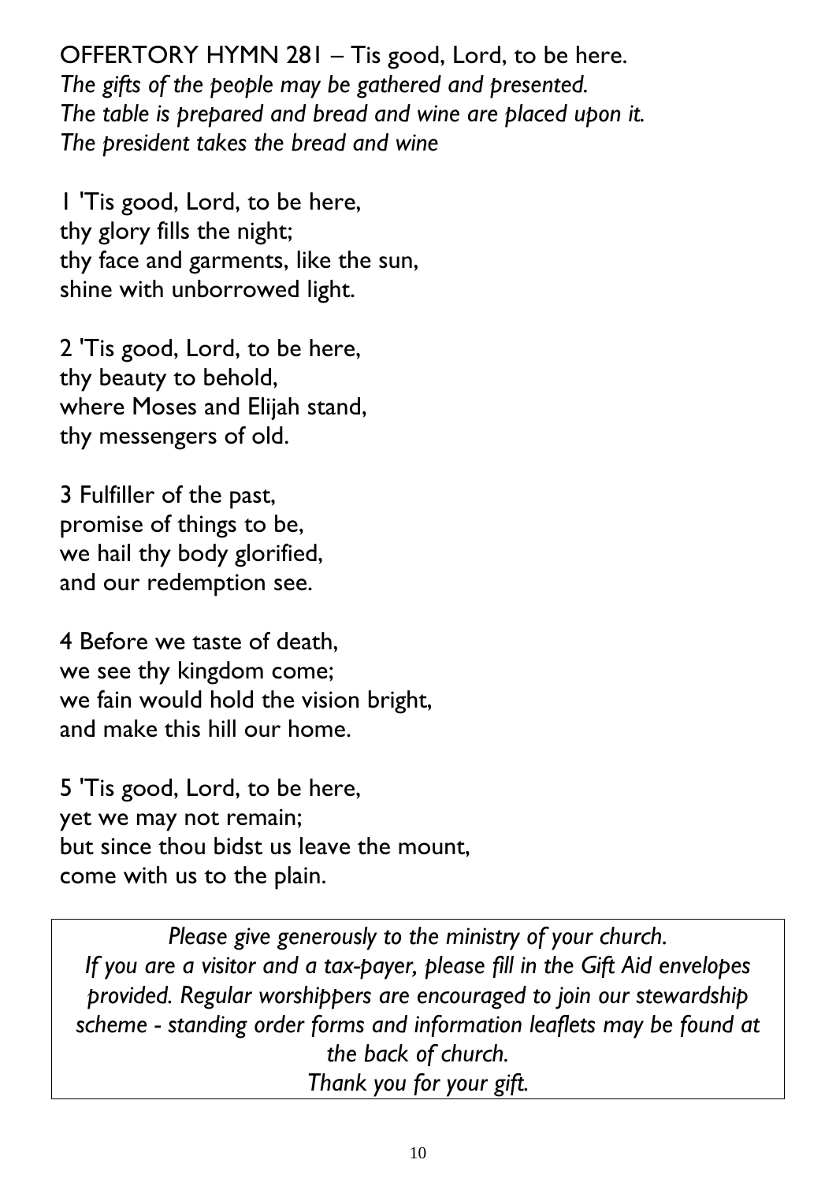OFFERTORY HYMN 281 – Tis good, Lord, to be here.
*The gifts of the people may be gathered and presented.*
*The table is prepared and bread and wine are placed upon it.*
*The president takes the bread and wine*

1 'Tis good, Lord, to be here,
thy glory fills the night;
thy face and garments, like the sun,
shine with unborrowed light.

2 'Tis good, Lord, to be here,
thy beauty to behold,
where Moses and Elijah stand,
thy messengers of old.

3 Fulfiller of the past,
promise of things to be,
we hail thy body glorified,
and our redemption see.

4 Before we taste of death,
we see thy kingdom come;
we fain would hold the vision bright,
and make this hill our home.

5 'Tis good, Lord, to be here,
yet we may not remain;
but since thou bidst us leave the mount,
come with us to the plain.

*Please give generously to the ministry of your church.*
*If you are a visitor and a tax-payer, please fill in the Gift Aid envelopes provided. Regular worshippers are encouraged to join our stewardship scheme - standing order forms and information leaflets may be found at the back of church.*
*Thank you for your gift.*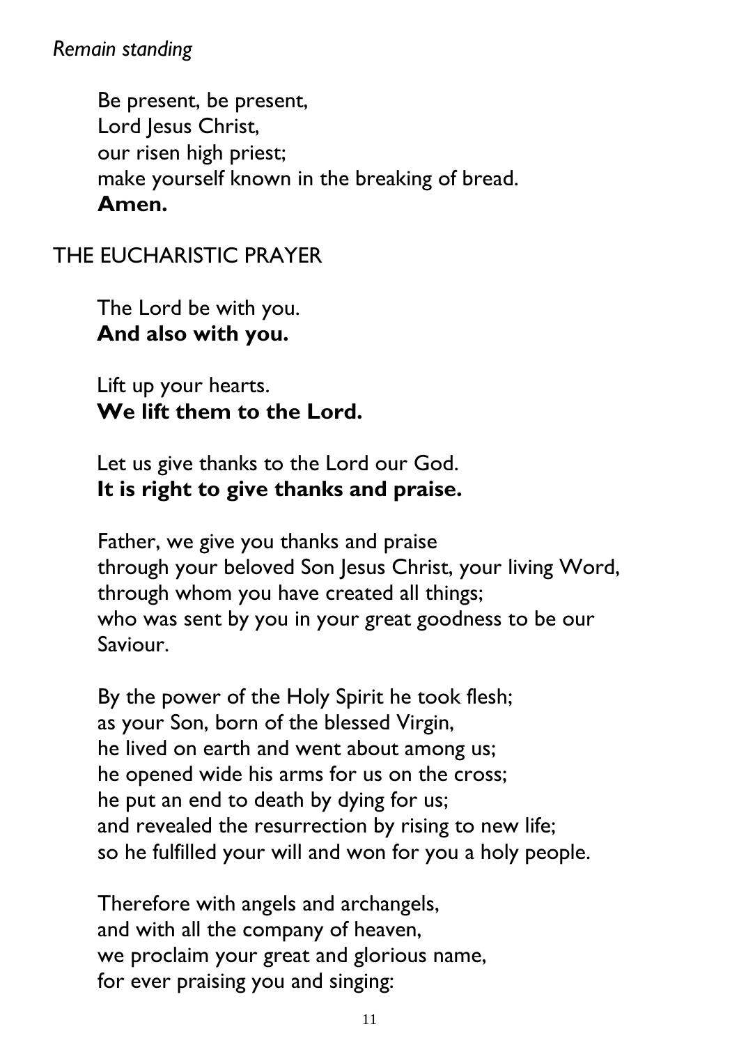*Remain standing*

Be present, be present,
Lord Jesus Christ,
our risen high priest;
make yourself known in the breaking of bread.
**Amen.**

## THE EUCHARISTIC PRAYER

The Lord be with you.
**And also with you.**

Lift up your hearts.
**We lift them to the Lord.**

Let us give thanks to the Lord our God.
**It is right to give thanks and praise.**

Father, we give you thanks and praise
through your beloved Son Jesus Christ, your living Word,
through whom you have created all things;
who was sent by you in your great goodness to be our Saviour.

By the power of the Holy Spirit he took flesh;
as your Son, born of the blessed Virgin,
he lived on earth and went about among us;
he opened wide his arms for us on the cross;
he put an end to death by dying for us;
and revealed the resurrection by rising to new life;
so he fulfilled your will and won for you a holy people.

Therefore with angels and archangels,
and with all the company of heaven,
we proclaim your great and glorious name,
for ever praising you and singing: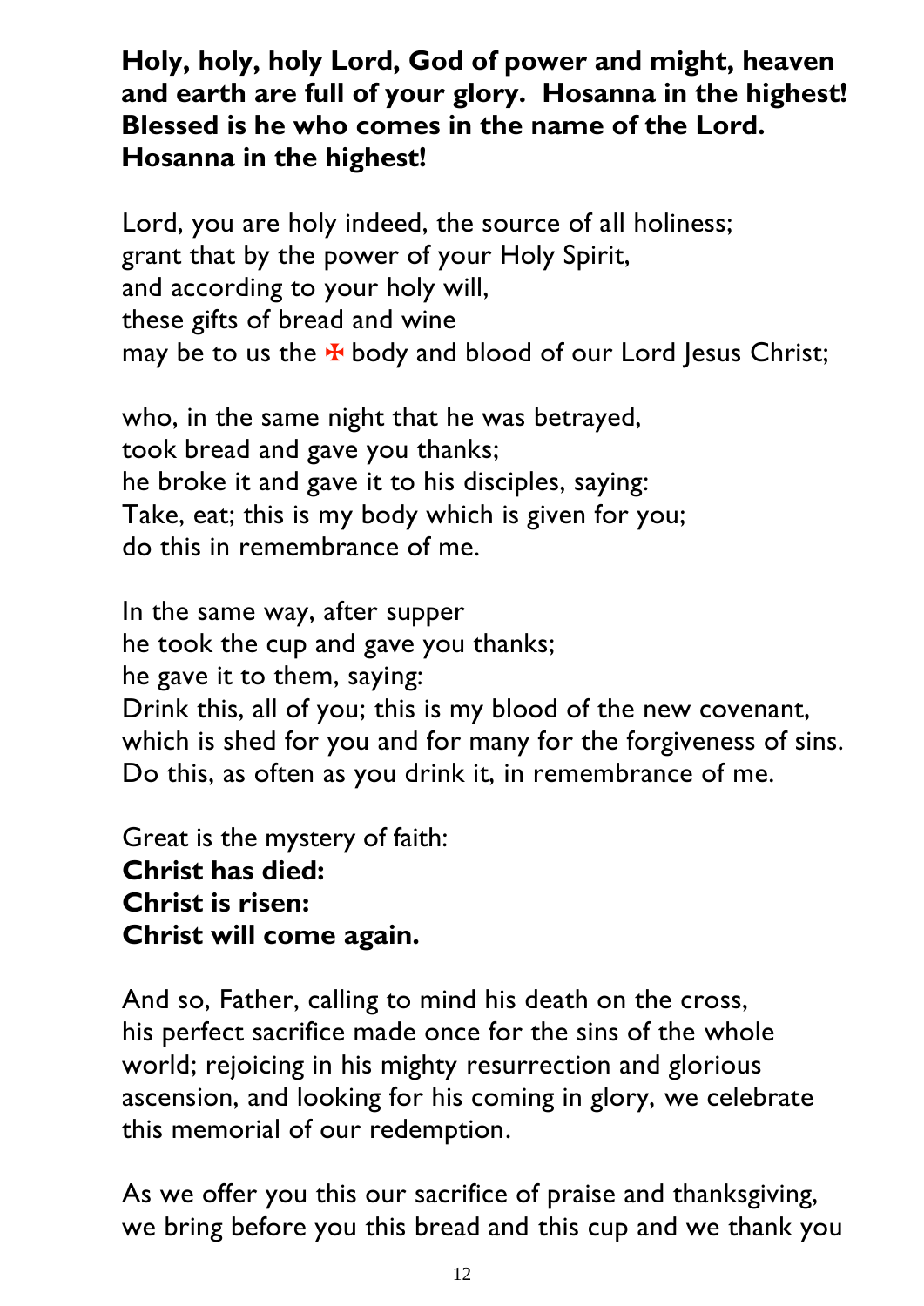**Holy, holy, holy Lord, God of power and might, heaven and earth are full of your glory. Hosanna in the highest! Blessed is he who comes in the name of the Lord. Hosanna in the highest!**

Lord, you are holy indeed, the source of all holiness;
grant that by the power of your Holy Spirit,
and according to your holy will,
these gifts of bread and wine
may be to us the ✠ body and blood of our Lord Jesus Christ;

who, in the same night that he was betrayed,
took bread and gave you thanks;
he broke it and gave it to his disciples, saying:
Take, eat; this is my body which is given for you;
do this in remembrance of me.

In the same way, after supper
he took the cup and gave you thanks;
he gave it to them, saying:
Drink this, all of you; this is my blood of the new covenant,
which is shed for you and for many for the forgiveness of sins.
Do this, as often as you drink it, in remembrance of me.

Great is the mystery of faith:
**Christ has died:**
**Christ is risen:**
**Christ will come again.**

And so, Father, calling to mind his death on the cross, his perfect sacrifice made once for the sins of the whole world; rejoicing in his mighty resurrection and glorious ascension, and looking for his coming in glory, we celebrate this memorial of our redemption.

As we offer you this our sacrifice of praise and thanksgiving, we bring before you this bread and this cup and we thank you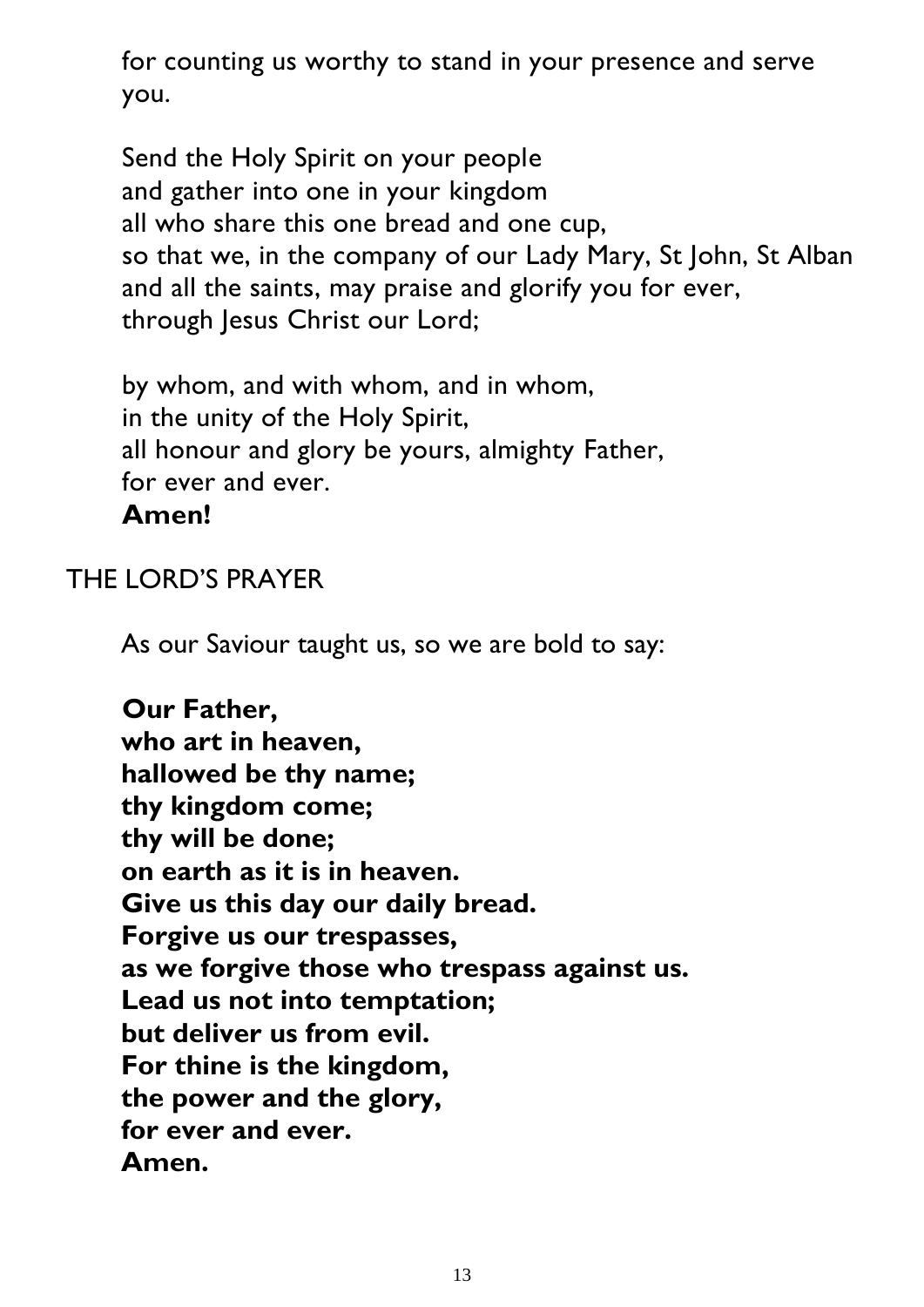for counting us worthy to stand in your presence and serve you.

Send the Holy Spirit on your people
and gather into one in your kingdom
all who share this one bread and one cup,
so that we, in the company of our Lady Mary, St John, St Alban
and all the saints, may praise and glorify you for ever,
through Jesus Christ our Lord;

by whom, and with whom, and in whom,
in the unity of the Holy Spirit,
all honour and glory be yours, almighty Father,
for ever and ever.
**Amen!**

## THE LORD'S PRAYER

As our Saviour taught us, so we are bold to say:

**Our Father,**
**who art in heaven,**
**hallowed be thy name;**
**thy kingdom come;**
**thy will be done;**
**on earth as it is in heaven.**
**Give us this day our daily bread.**
**Forgive us our trespasses,**
**as we forgive those who trespass against us.**
**Lead us not into temptation;**
**but deliver us from evil.**
**For thine is the kingdom,**
**the power and the glory,**
**for ever and ever.**
**Amen.**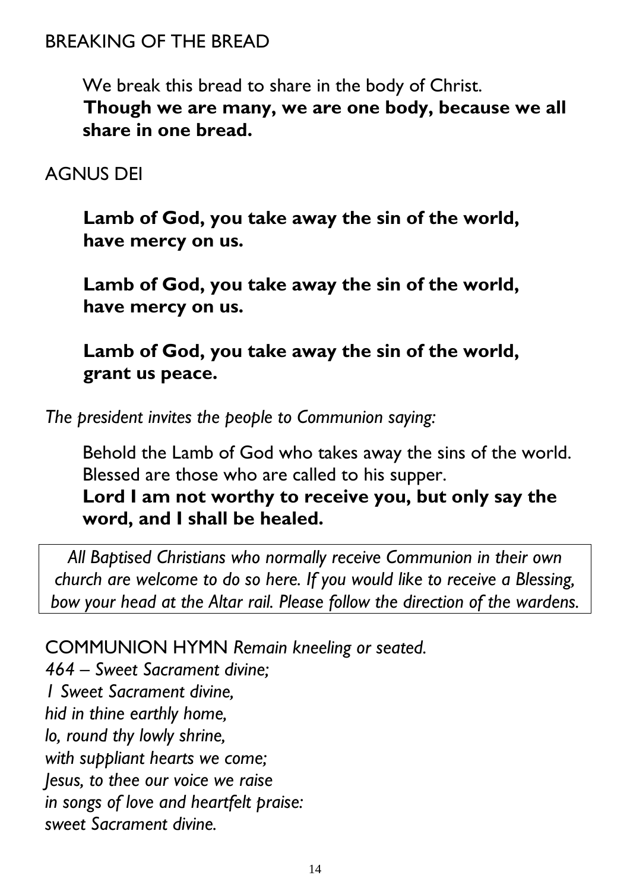## BREAKING OF THE BREAD

We break this bread to share in the body of Christ.
**Though we are many, we are one body, because we all share in one bread.**

## AGNUS DEI

**Lamb of God, you take away the sin of the world,
have mercy on us.**

**Lamb of God, you take away the sin of the world,
have mercy on us.**

**Lamb of God, you take away the sin of the world,
grant us peace.**

*The president invites the people to Communion saying:*

Behold the Lamb of God who takes away the sins of the world.
Blessed are those who are called to his supper.
**Lord I am not worthy to receive you, but only say the word, and I shall be healed.**

*All Baptised Christians who normally receive Communion in their own church are welcome to do so here. If you would like to receive a Blessing, bow your head at the Altar rail. Please follow the direction of the wardens.*

COMMUNION HYMN *Remain kneeling or seated.*
*464 – Sweet Sacrament divine;*
*1 Sweet Sacrament divine,*
*hid in thine earthly home,*
*lo, round thy lowly shrine,*
*with suppliant hearts we come;*
*Jesus, to thee our voice we raise*
*in songs of love and heartfelt praise:*
*sweet Sacrament divine.*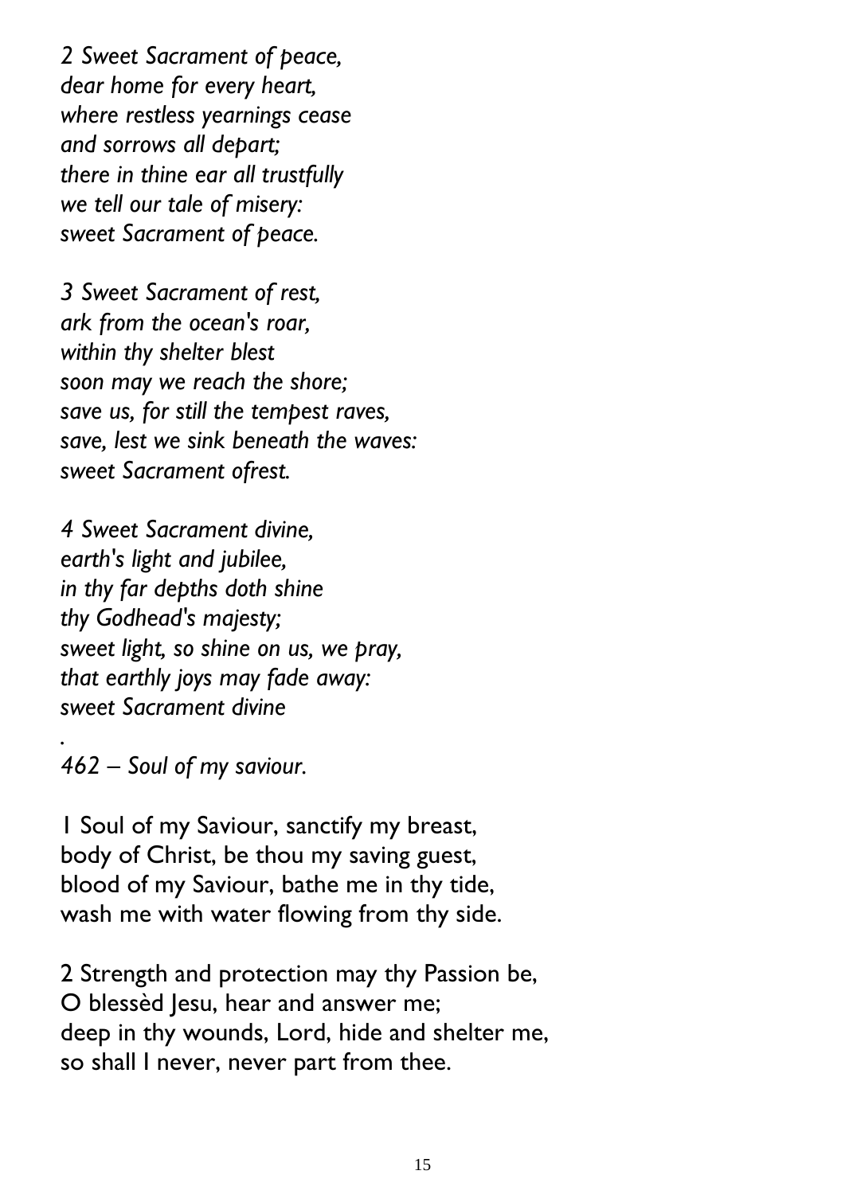*2 Sweet Sacrament of peace,*
*dear home for every heart,*
*where restless yearnings cease*
*and sorrows all depart;*
*there in thine ear all trustfully*
*we tell our tale of misery:*
*sweet Sacrament of peace.*

*3 Sweet Sacrament of rest,*
*ark from the ocean's roar,*
*within thy shelter blest*
*soon may we reach the shore;*
*save us, for still the tempest raves,*
*save, lest we sink beneath the waves:*
*sweet Sacrament ofrest.*

*4 Sweet Sacrament divine,*
*earth's light and jubilee,*
*in thy far depths doth shine*
*thy Godhead's majesty;*
*sweet light, so shine on us, we pray,*
*that earthly joys may fade away:*
*sweet Sacrament divine*

*.*
*462 – Soul of my saviour.*

1 Soul of my Saviour, sanctify my breast,
body of Christ, be thou my saving guest,
blood of my Saviour, bathe me in thy tide,
wash me with water flowing from thy side.

2 Strength and protection may thy Passion be,
O blessèd Jesu, hear and answer me;
deep in thy wounds, Lord, hide and shelter me,
so shall I never, never part from thee.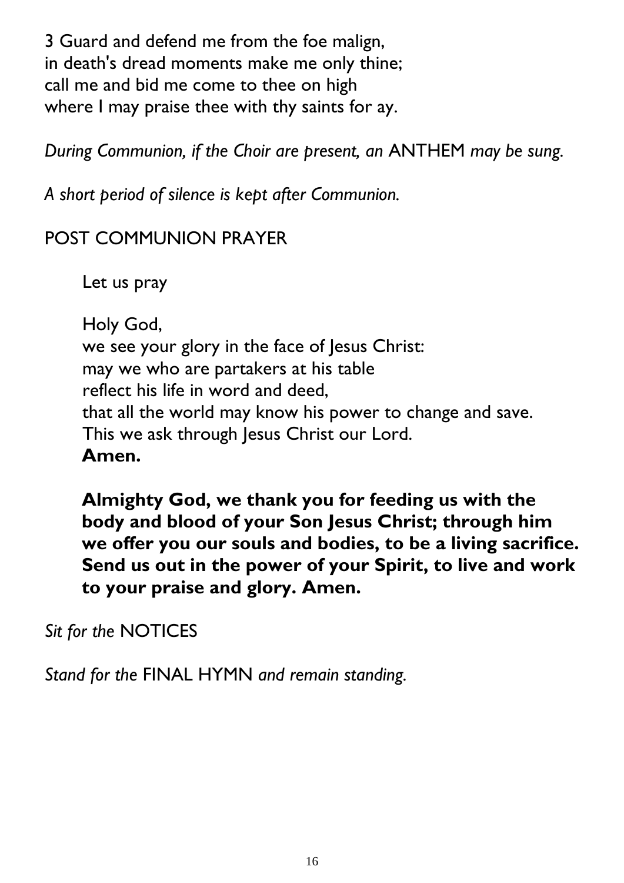3 Guard and defend me from the foe malign,
in death's dread moments make me only thine;
call me and bid me come to thee on high
where I may praise thee with thy saints for ay.

*During Communion, if the Choir are present, an* ANTHEM *may be sung.*

*A short period of silence is kept after Communion.*

POST COMMUNION PRAYER

Let us pray

Holy God,
we see your glory in the face of Jesus Christ:
may we who are partakers at his table
reflect his life in word and deed,
that all the world may know his power to change and save.
This we ask through Jesus Christ our Lord.
**Amen.**

**Almighty God, we thank you for feeding us with the body and blood of your Son Jesus Christ; through him we offer you our souls and bodies, to be a living sacrifice. Send us out in the power of your Spirit, to live and work to your praise and glory. Amen.**

*Sit for the* NOTICES

*Stand for the* FINAL HYMN *and remain standing.*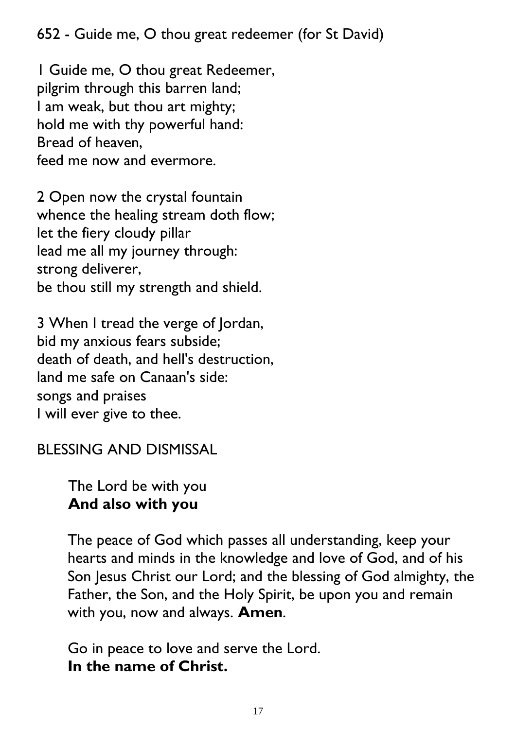652 - Guide me, O thou great redeemer (for St David)

1 Guide me, O thou great Redeemer,
pilgrim through this barren land;
I am weak, but thou art mighty;
hold me with thy powerful hand:
Bread of heaven,
feed me now and evermore.

2 Open now the crystal fountain
whence the healing stream doth flow;
let the fiery cloudy pillar
lead me all my journey through:
strong deliverer,
be thou still my strength and shield.

3 When I tread the verge of Jordan,
bid my anxious fears subside;
death of death, and hell's destruction,
land me safe on Canaan's side:
songs and praises
I will ever give to thee.

BLESSING AND DISMISSAL

The Lord be with you
**And also with you**

The peace of God which passes all understanding, keep your hearts and minds in the knowledge and love of God, and of his Son Jesus Christ our Lord; and the blessing of God almighty, the Father, the Son, and the Holy Spirit, be upon you and remain with you, now and always. **Amen**.

Go in peace to love and serve the Lord.
**In the name of Christ.**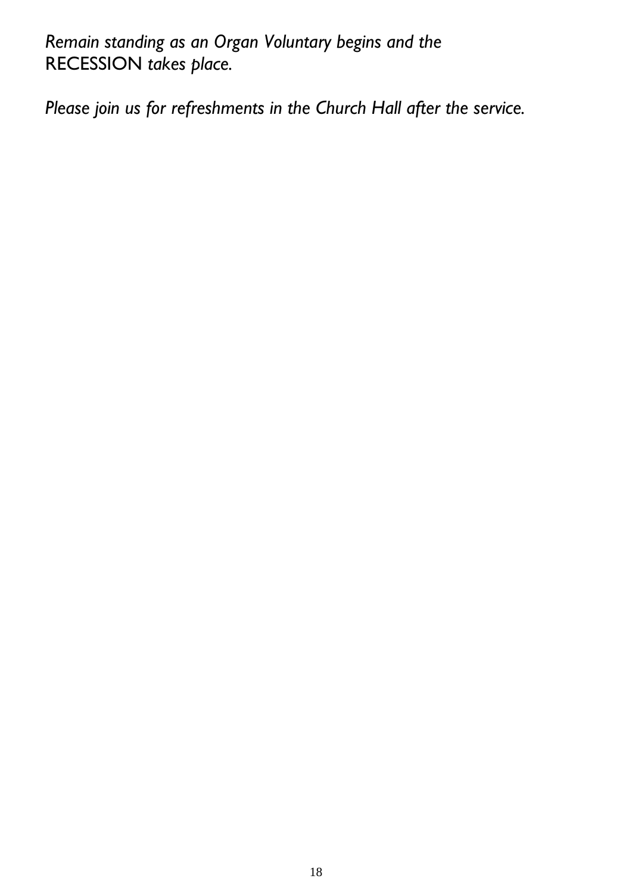*Remain standing as an Organ Voluntary begins and the* RECESSION *takes place.*

*Please join us for refreshments in the Church Hall after the service.*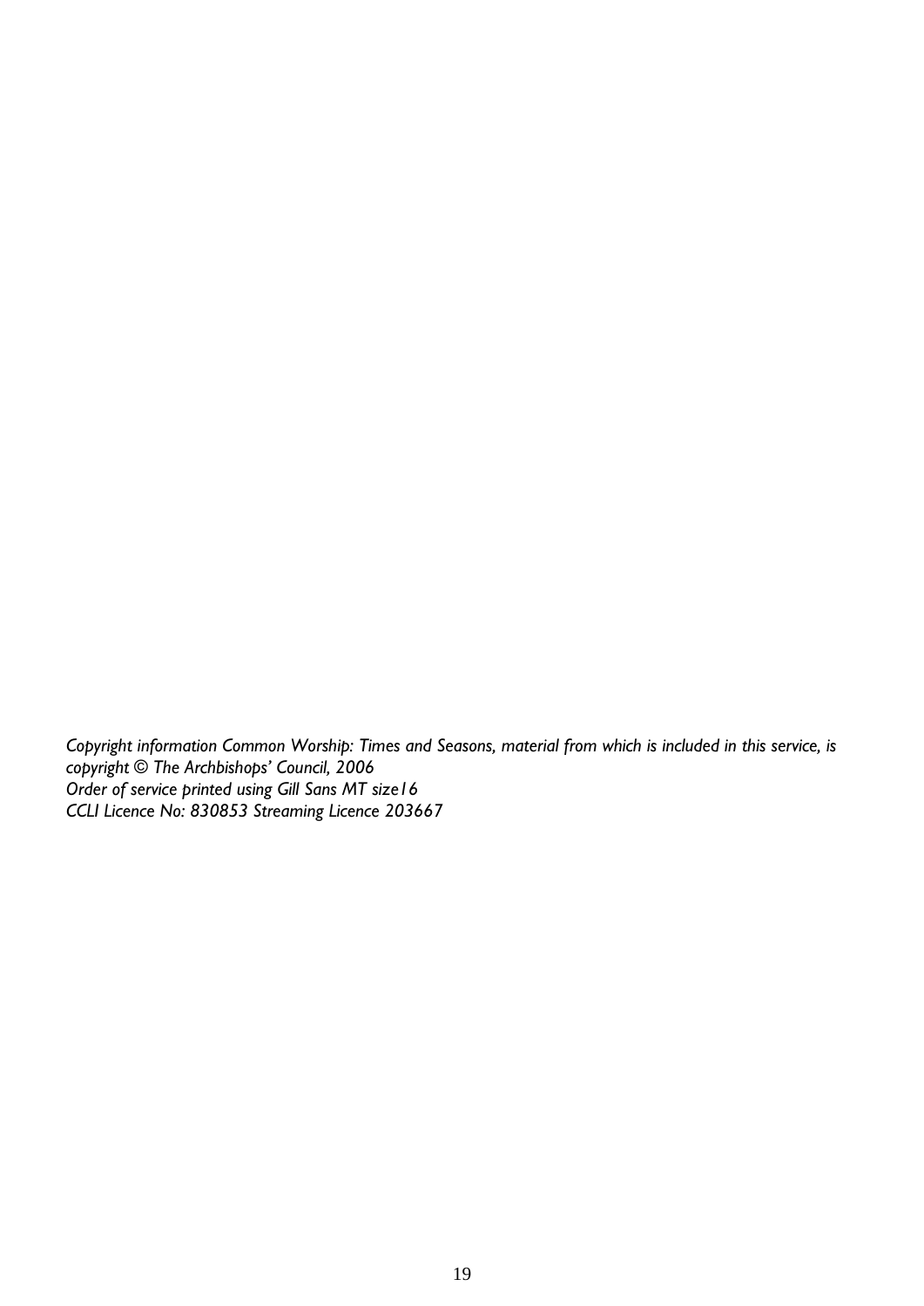*Copyright information Common Worship: Times and Seasons, material from which is included in this service, is copyright © The Archbishops' Council, 2006*
*Order of service printed using Gill Sans MT size16*
*CCLI Licence No: 830853 Streaming Licence 203667*